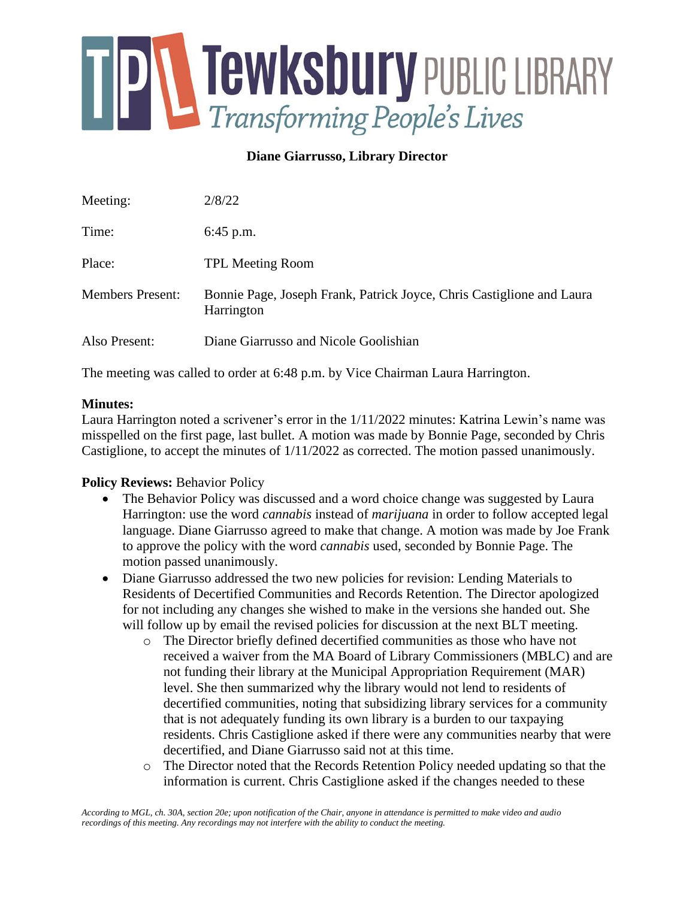# Tewksbury PUBLIC LIBRARY
*Transforming People's Lives*

**Diane Giarrusso, Library Director**

| | |
|---|---|
| Meeting: | 2/8/22 |
| Time: | 6:45 p.m. |
| Place: | TPL Meeting Room |
| Members Present: | Bonnie Page, Joseph Frank, Patrick Joyce, Chris Castiglione and Laura Harrington |
| Also Present: | Diane Giarrusso and Nicole Goolishian |

The meeting was called to order at 6:48 p.m. by Vice Chairman Laura Harrington.

**Minutes:**
Laura Harrington noted a scrivener's error in the 1/11/2022 minutes: Katrina Lewin's name was misspelled on the first page, last bullet. A motion was made by Bonnie Page, seconded by Chris Castiglione, to accept the minutes of 1/11/2022 as corrected. The motion passed unanimously.

**Policy Reviews:** Behavior Policy

- The Behavior Policy was discussed and a word choice change was suggested by Laura Harrington: use the word *cannabis* instead of *marijuana* in order to follow accepted legal language. Diane Giarrusso agreed to make that change. A motion was made by Joe Frank to approve the policy with the word *cannabis* used, seconded by Bonnie Page. The motion passed unanimously.
- Diane Giarrusso addressed the two new policies for revision: Lending Materials to Residents of Decertified Communities and Records Retention. The Director apologized for not including any changes she wished to make in the versions she handed out. She will follow up by email the revised policies for discussion at the next BLT meeting.
  - The Director briefly defined decertified communities as those who have not received a waiver from the MA Board of Library Commissioners (MBLC) and are not funding their library at the Municipal Appropriation Requirement (MAR) level. She then summarized why the library would not lend to residents of decertified communities, noting that subsidizing library services for a community that is not adequately funding its own library is a burden to our taxpaying residents. Chris Castiglione asked if there were any communities nearby that were decertified, and Diane Giarrusso said not at this time.
  - The Director noted that the Records Retention Policy needed updating so that the information is current. Chris Castiglione asked if the changes needed to these

*According to MGL, ch. 30A, section 20e; upon notification of the Chair, anyone in attendance is permitted to make video and audio recordings of this meeting. Any recordings may not interfere with the ability to conduct the meeting.*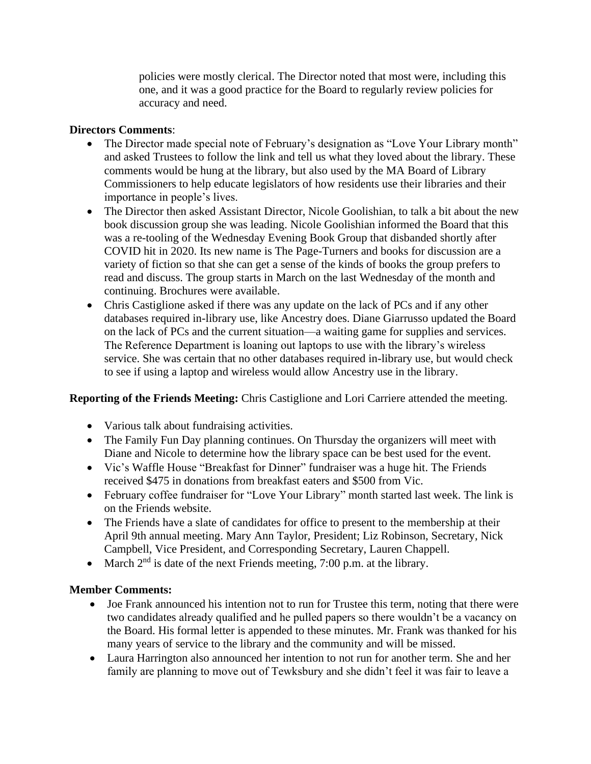policies were mostly clerical. The Director noted that most were, including this one, and it was a good practice for the Board to regularly review policies for accuracy and need.

**Directors Comments**:

- The Director made special note of February's designation as "Love Your Library month" and asked Trustees to follow the link and tell us what they loved about the library. These comments would be hung at the library, but also used by the MA Board of Library Commissioners to help educate legislators of how residents use their libraries and their importance in people's lives.
- The Director then asked Assistant Director, Nicole Goolishian, to talk a bit about the new book discussion group she was leading. Nicole Goolishian informed the Board that this was a re-tooling of the Wednesday Evening Book Group that disbanded shortly after COVID hit in 2020. Its new name is The Page-Turners and books for discussion are a variety of fiction so that she can get a sense of the kinds of books the group prefers to read and discuss. The group starts in March on the last Wednesday of the month and continuing. Brochures were available.
- Chris Castiglione asked if there was any update on the lack of PCs and if any other databases required in-library use, like Ancestry does. Diane Giarrusso updated the Board on the lack of PCs and the current situation—a waiting game for supplies and services. The Reference Department is loaning out laptops to use with the library's wireless service. She was certain that no other databases required in-library use, but would check to see if using a laptop and wireless would allow Ancestry use in the library.

**Reporting of the Friends Meeting:** Chris Castiglione and Lori Carriere attended the meeting.

- Various talk about fundraising activities.
- The Family Fun Day planning continues. On Thursday the organizers will meet with Diane and Nicole to determine how the library space can be best used for the event.
- Vic's Waffle House "Breakfast for Dinner" fundraiser was a huge hit. The Friends received $475 in donations from breakfast eaters and $500 from Vic.
- February coffee fundraiser for "Love Your Library" month started last week. The link is on the Friends website.
- The Friends have a slate of candidates for office to present to the membership at their April 9th annual meeting. Mary Ann Taylor, President; Liz Robinson, Secretary, Nick Campbell, Vice President, and Corresponding Secretary, Lauren Chappell.
- March 2nd is date of the next Friends meeting, 7:00 p.m. at the library.

**Member Comments:**

- Joe Frank announced his intention not to run for Trustee this term, noting that there were two candidates already qualified and he pulled papers so there wouldn't be a vacancy on the Board. His formal letter is appended to these minutes. Mr. Frank was thanked for his many years of service to the library and the community and will be missed.
- Laura Harrington also announced her intention to not run for another term. She and her family are planning to move out of Tewksbury and she didn't feel it was fair to leave a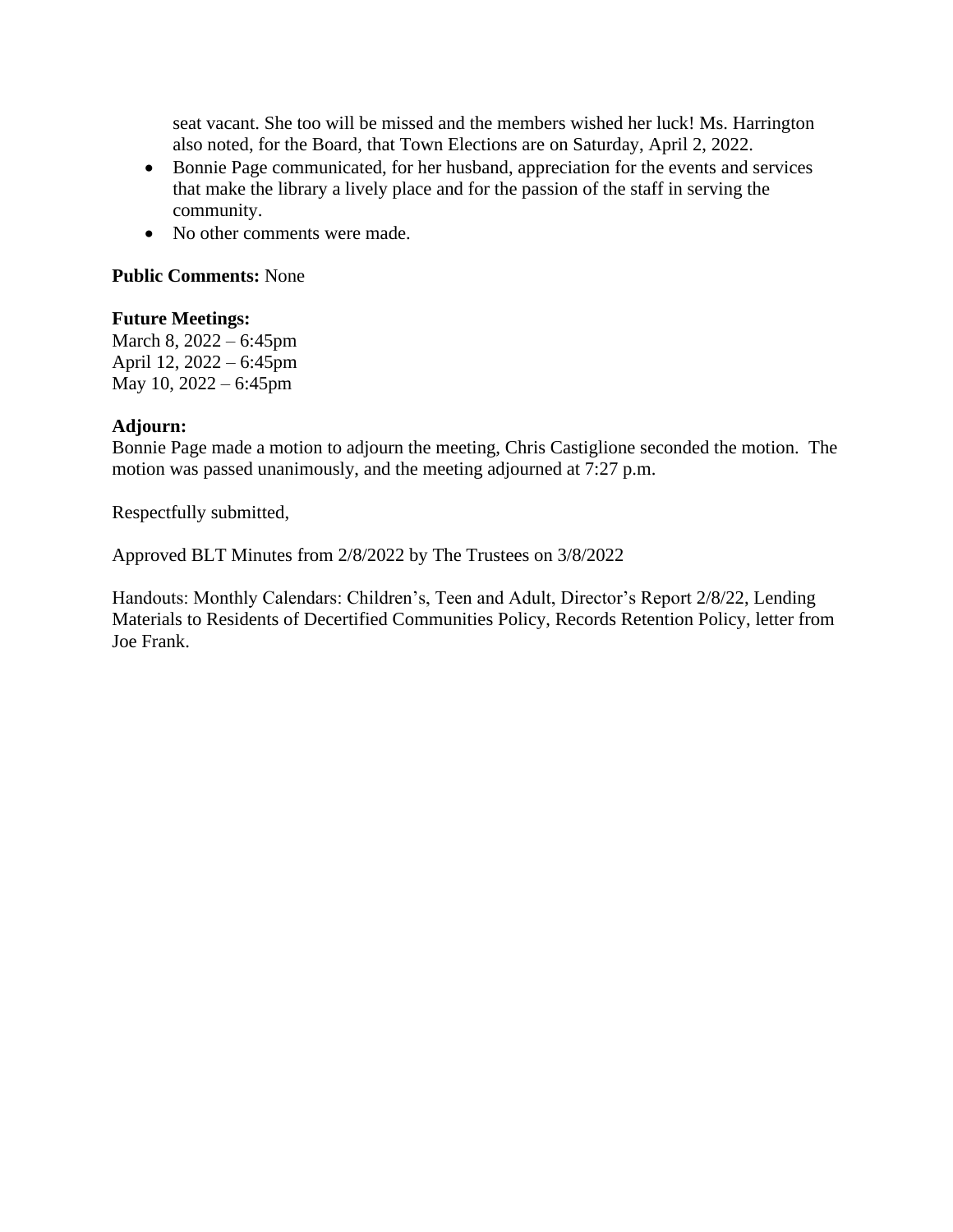seat vacant. She too will be missed and the members wished her luck! Ms. Harrington also noted, for the Board, that Town Elections are on Saturday, April 2, 2022.

- Bonnie Page communicated, for her husband, appreciation for the events and services that make the library a lively place and for the passion of the staff in serving the community.
- No other comments were made.

**Public Comments:** None

**Future Meetings:**
March 8, 2022 – 6:45pm
April 12, 2022 – 6:45pm
May 10, 2022 – 6:45pm

**Adjourn:**
Bonnie Page made a motion to adjourn the meeting, Chris Castiglione seconded the motion. The motion was passed unanimously, and the meeting adjourned at 7:27 p.m.

Respectfully submitted,

Approved BLT Minutes from 2/8/2022 by The Trustees on 3/8/2022

Handouts: Monthly Calendars: Children's, Teen and Adult, Director's Report 2/8/22, Lending Materials to Residents of Decertified Communities Policy, Records Retention Policy, letter from Joe Frank.